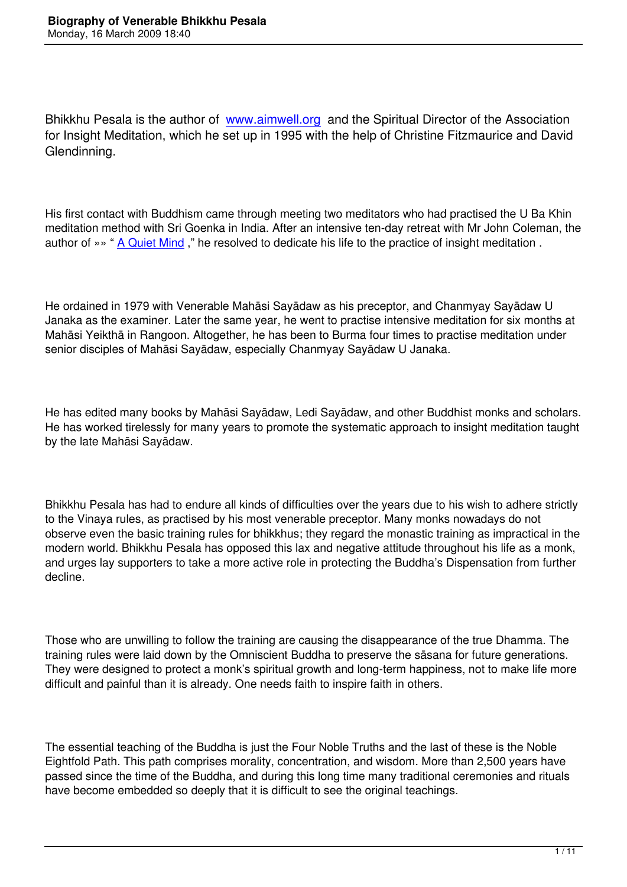Bhikkhu Pesala is the author of www.aimwell.org and the Spiritual Director of the Association for Insight Meditation, which he set up in 1995 with the help of Christine Fitzmaurice and David Glendinning.

His first contact with Buddhism came through meeting two meditators who had practised the U Ba Khin meditation method with Sri Goenka in India. After an intensive ten-day retreat with Mr John Coleman, the author of »» " A Quiet Mind ," he resolved to dedicate his life to the practice of insight meditation .

He ordained in 1979 with Venerable Mahāsi Sayādaw as his preceptor, and Chanmyay Sayādaw U Janaka as the examiner. Later the same year, he went to practise intensive meditation for six months at Mahāsi Yeikthā in Rangoon. Altogether, he has been to Burma four times to practise meditation under senior disciples of Mahāsi Sayādaw, especially Chanmyay Sayādaw U Janaka.

He has edited many books by Mahāsi Sayādaw, Ledi Sayādaw, and other Buddhist monks and scholars. He has worked tirelessly for many years to promote the systematic approach to insight meditation taught by the late Mahāsi Sayādaw.

Bhikkhu Pesala has had to endure all kinds of difficulties over the years due to his wish to adhere strictly to the Vinaya rules, as practised by his most venerable preceptor. Many monks nowadays do not observe even the basic training rules for bhikkhus; they regard the monastic training as impractical in the modern world. Bhikkhu Pesala has opposed this lax and negative attitude throughout his life as a monk, and urges lay supporters to take a more active role in protecting the Buddha's Dispensation from further decline.

Those who are unwilling to follow the training are causing the disappearance of the true Dhamma. The training rules were laid down by the Omniscient Buddha to preserve the sāsana for future generations. They were designed to protect a monk's spiritual growth and long-term happiness, not to make life more difficult and painful than it is already. One needs faith to inspire faith in others.

The essential teaching of the Buddha is just the Four Noble Truths and the last of these is the Noble Eightfold Path. This path comprises morality, concentration, and wisdom. More than 2,500 years have passed since the time of the Buddha, and during this long time many traditional ceremonies and rituals have become embedded so deeply that it is difficult to see the original teachings.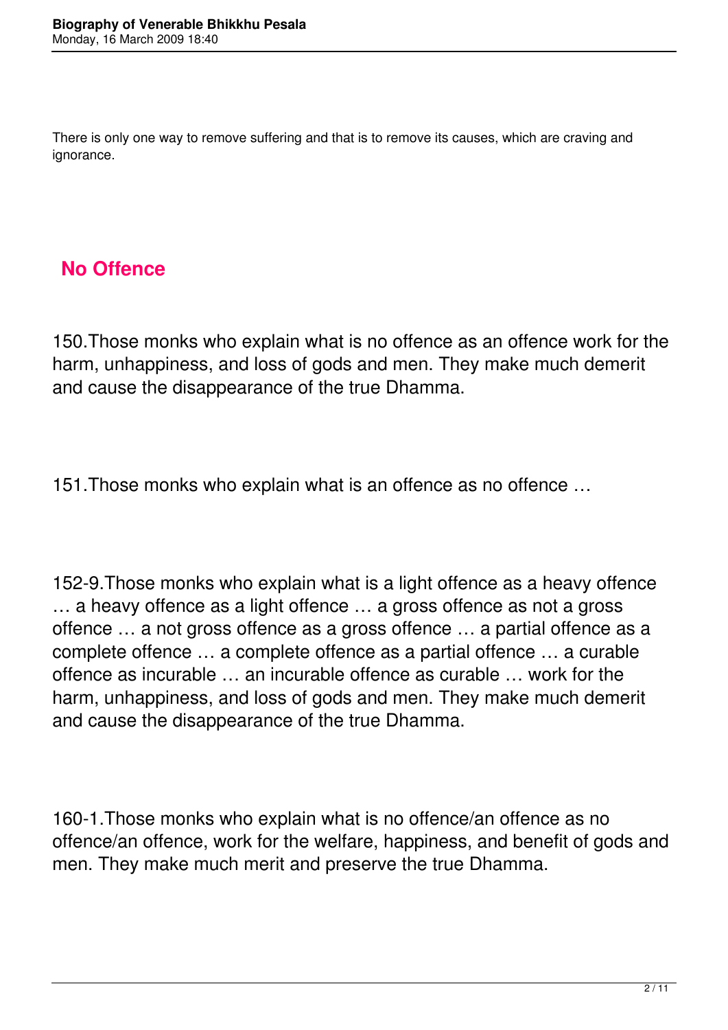There is only one way to remove suffering and that is to remove its causes, which are craving and ignorance.

## No Offence

150. Those monks who explain what is no offence as an offence work for the harm, unhappiness, and loss of gods and men. They make much demerit and cause the disappearance of the true Dhamma.

151. Those monks who explain what is an offence as no offence …

152-9. Those monks who explain what is a light offence as a heavy offence … a heavy offence as a light offence … a gross offence as not a gross offence … a not gross offence as a gross offence … a partial offence as a complete offence … a complete offence as a partial offence … a curable offence as incurable … an incurable offence as curable … work for the harm, unhappiness, and loss of gods and men. They make much demerit and cause the disappearance of the true Dhamma.

160-1. Those monks who explain what is no offence/an offence as no offence/an offence, work for the welfare, happiness, and benefit of gods and men. They make much merit and preserve the true Dhamma.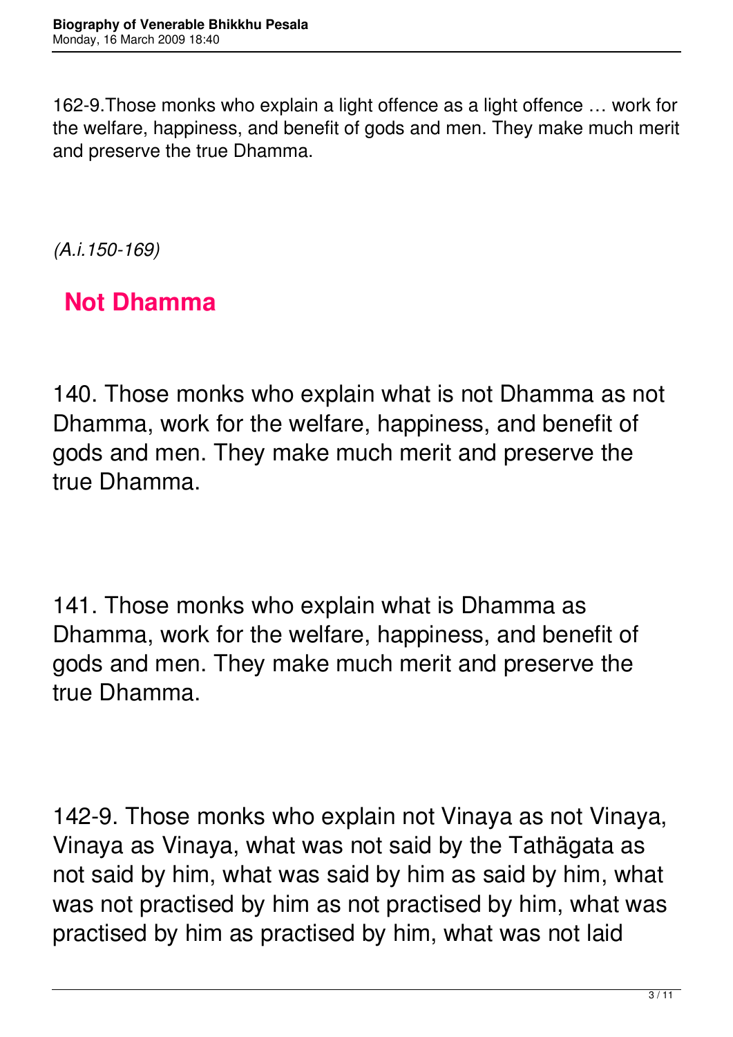162-9.Those monks who explain a light offence as a light offence … work for the welfare, happiness, and benefit of gods and men. They make much merit and preserve the true Dhamma.

*(A.i.150-169)*

## Not Dhamma

140. Those monks who explain what is not Dhamma as not Dhamma, work for the welfare, happiness, and benefit of gods and men. They make much merit and preserve the true Dhamma.

141. Those monks who explain what is Dhamma as Dhamma, work for the welfare, happiness, and benefit of gods and men. They make much merit and preserve the true Dhamma.

142-9. Those monks who explain not Vinaya as not Vinaya, Vinaya as Vinaya, what was not said by the Tathägata as not said by him, what was said by him as said by him, what was not practised by him as not practised by him, what was practised by him as practised by him, what was not laid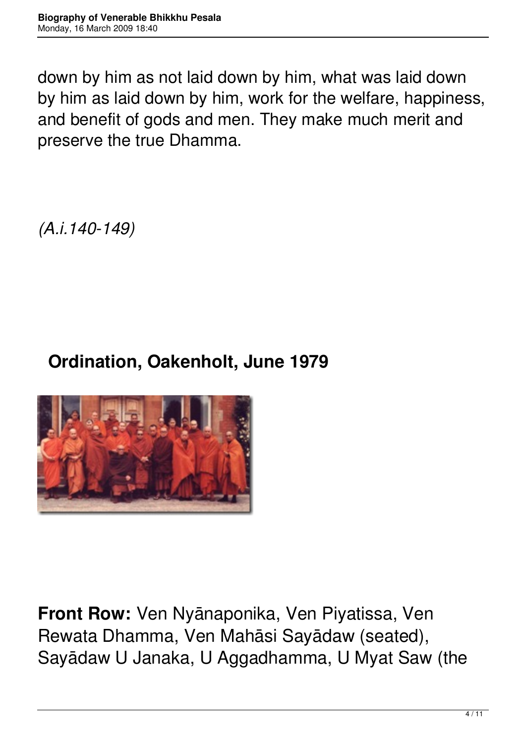down by him as not laid down by him, what was laid down by him as laid down by him, work for the welfare, happiness, and benefit of gods and men. They make much merit and preserve the true Dhamma.

*(A.i.140-149)*

## Ordination, Oakenholt, June 1979

**Front Row:** Ven Nyānaponika, Ven Piyatissa, Ven Rewata Dhamma, Ven Mahāsi Sayādaw (seated), Sayādaw U Janaka, U Aggadhamma, U Myat Saw (the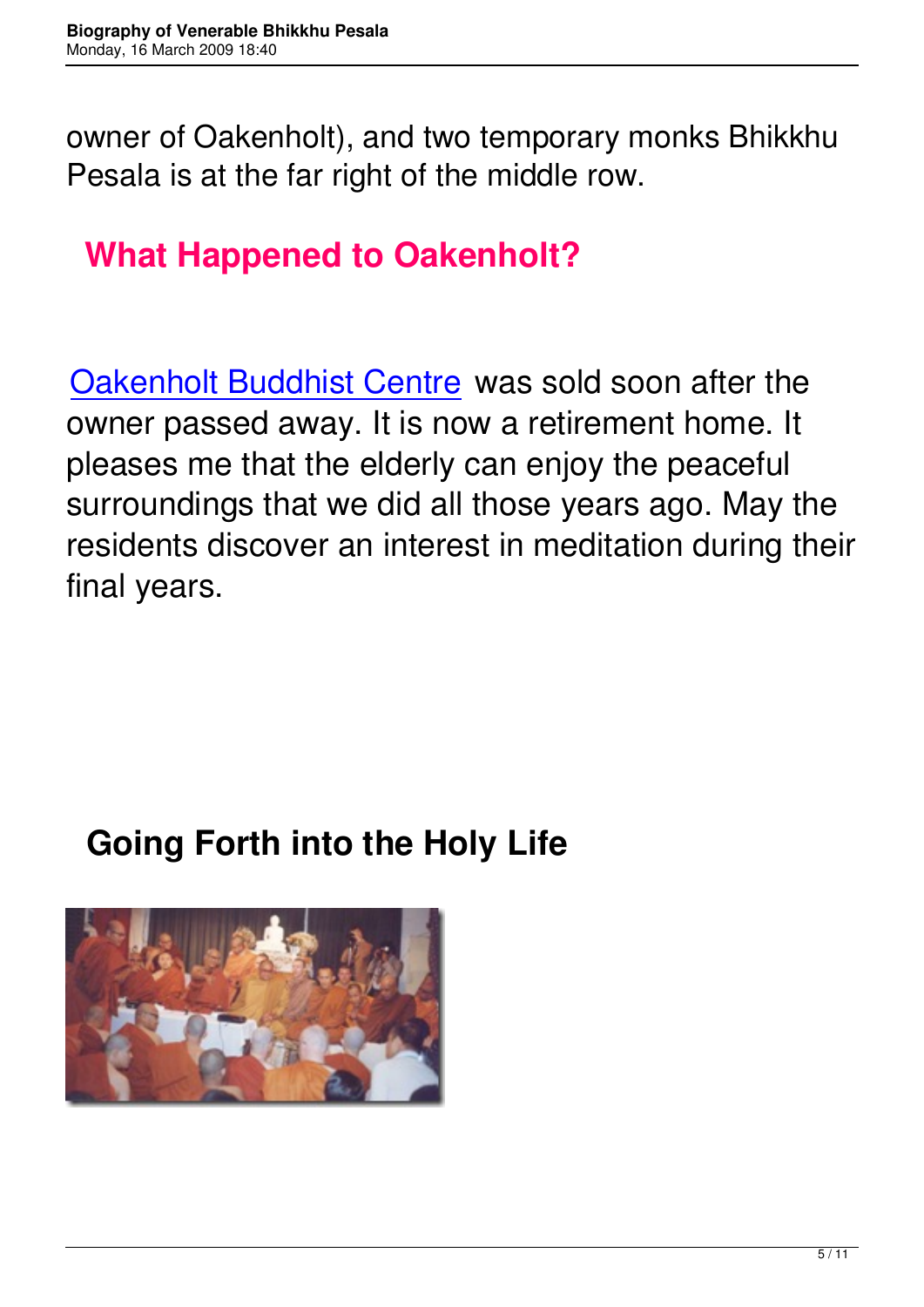owner of Oakenholt), and two temporary monks Bhikkhu Pesala is at the far right of the middle row.

## What Happened to Oakenholt?

Oakenholt Buddhist Centre was sold soon after the owner passed away. It is now a retirement home. It pleases me that the elderly can enjoy the peaceful surroundings that we did all those years ago. May the residents discover an interest in meditation during their final years.

## Going Forth into the Holy Life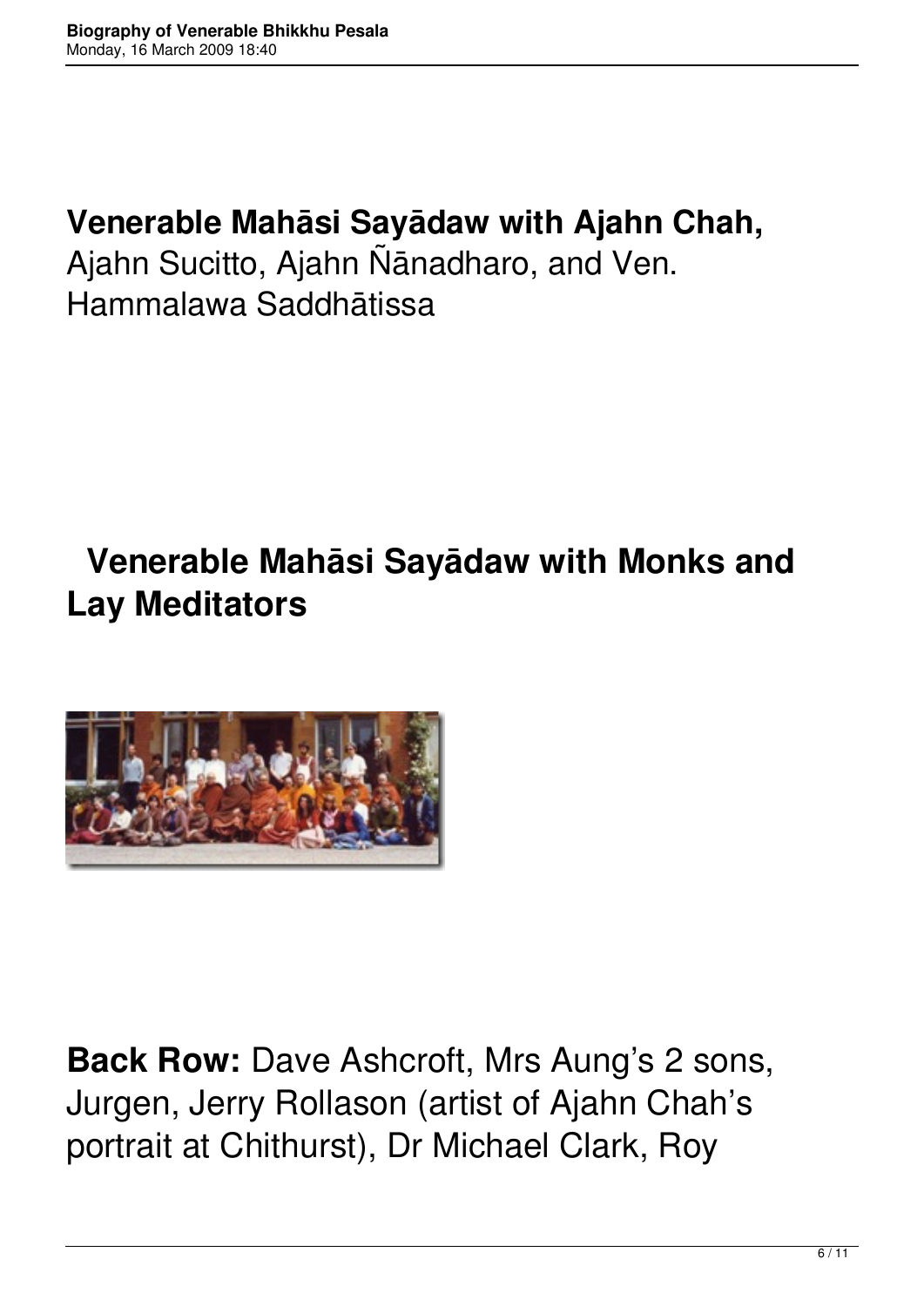**Venerable Mahāsi Sayādaw with Ajahn Chah,** Ajahn Sucitto, Ajahn Ñānadharo, and Ven. Hammalawa Saddhātissa

**Venerable Mahāsi Sayādaw with Monks and Lay Meditators**

**Back Row:** Dave Ashcroft, Mrs Aung's 2 sons, Jurgen, Jerry Rollason (artist of Ajahn Chah's portrait at Chithurst), Dr Michael Clark, Roy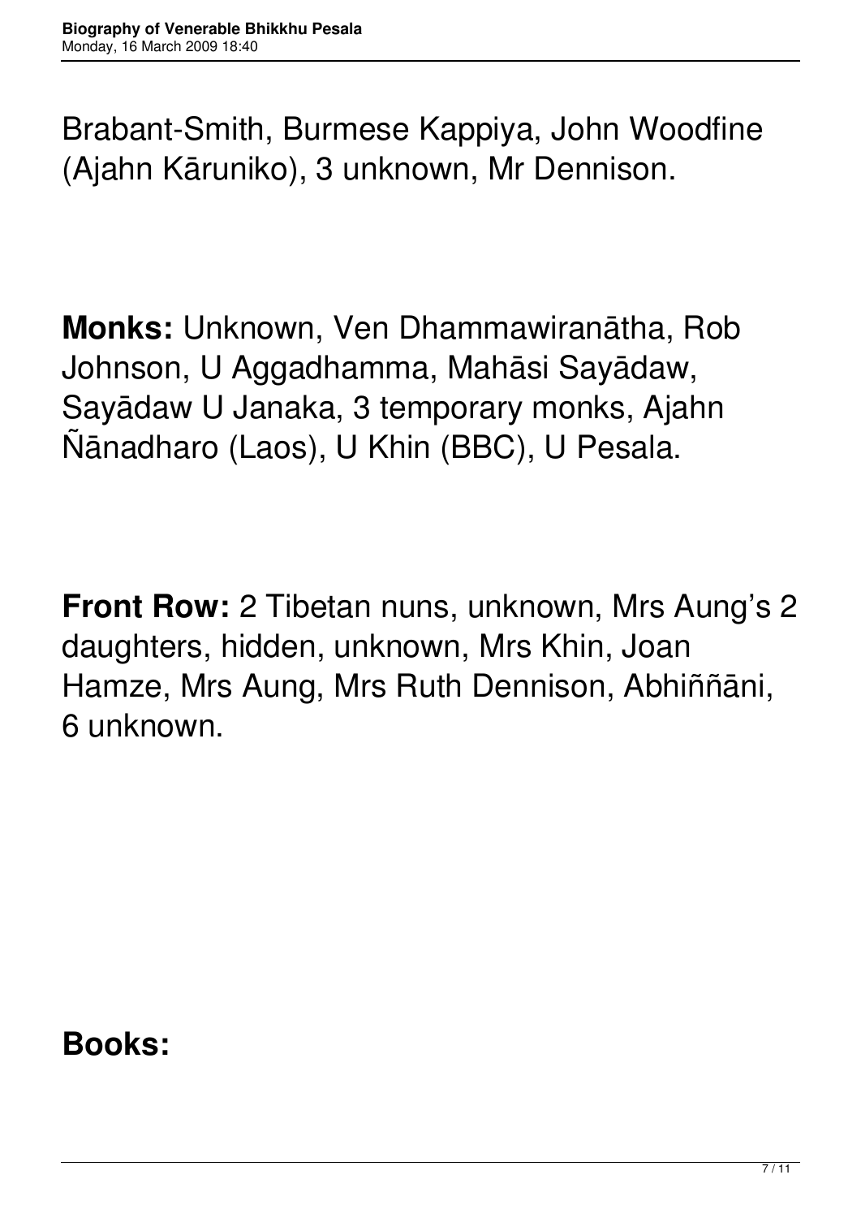Brabant-Smith, Burmese Kappiya, John Woodfine (Ajahn Kāruniko), 3 unknown, Mr Dennison.

**Monks:** Unknown, Ven Dhammawiranātha, Rob Johnson, U Aggadhamma, Mahāsi Sayādaw, Sayādaw U Janaka, 3 temporary monks, Ajahn Ñānadharo (Laos), U Khin (BBC), U Pesala.

**Front Row:** 2 Tibetan nuns, unknown, Mrs Aung's 2 daughters, hidden, unknown, Mrs Khin, Joan Hamze, Mrs Aung, Mrs Ruth Dennison, Abhiññāni, 6 unknown.

**Books:**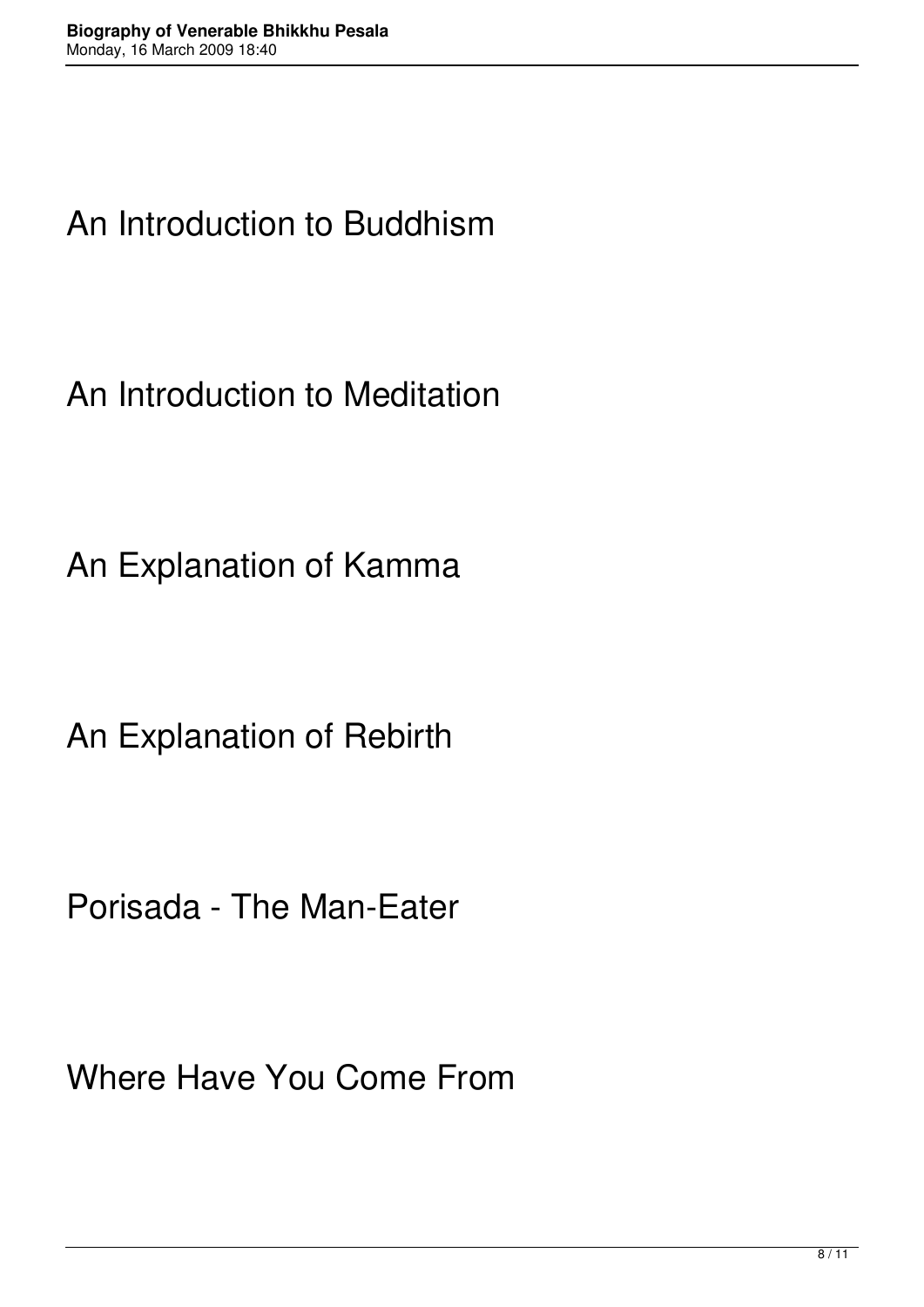An Introduction to Buddhism

An Introduction to Meditation

An Explanation of Kamma

An Explanation of Rebirth

Porisada - The Man-Eater

Where Have You Come From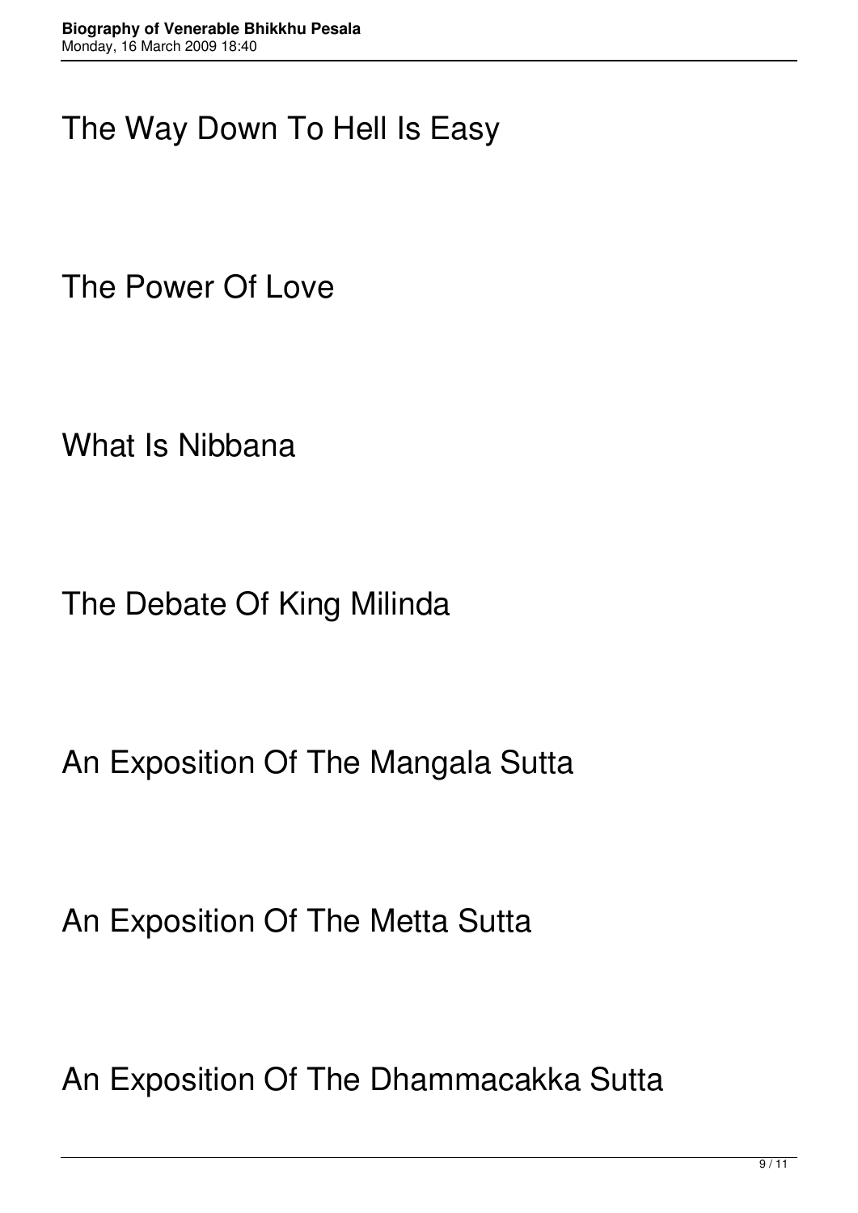The Way Down To Hell Is Easy

The Power Of Love

What Is Nibbana

The Debate Of King Milinda

An Exposition Of The Mangala Sutta

An Exposition Of The Metta Sutta

An Exposition Of The Dhammacakka Sutta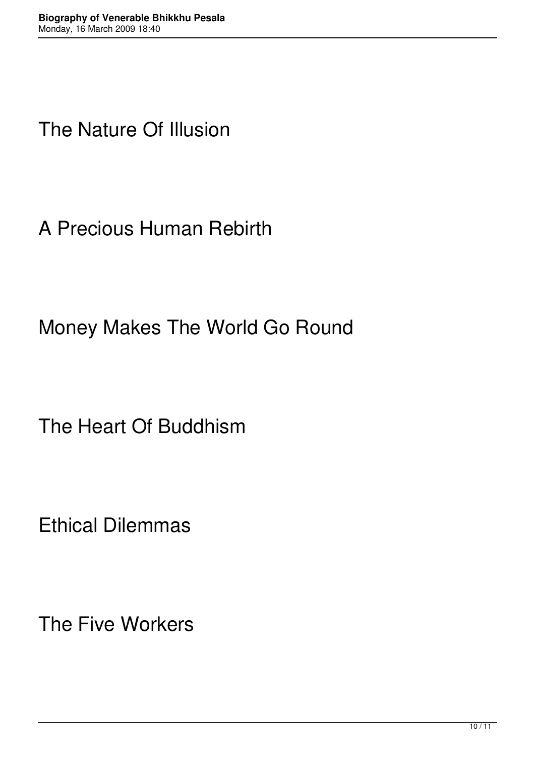The Nature Of Illusion

A Precious Human Rebirth

Money Makes The World Go Round

The Heart Of Buddhism

Ethical Dilemmas

The Five Workers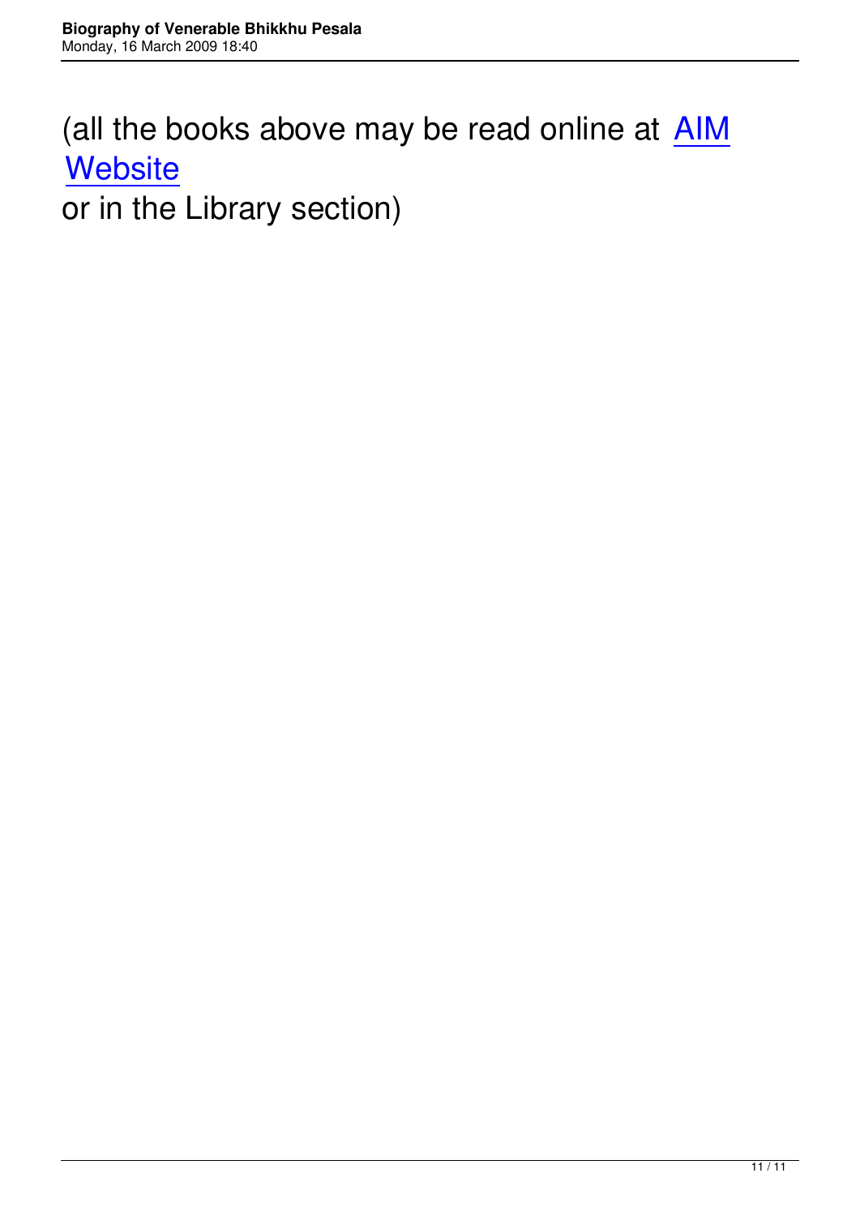(all the books above may be read online at [AIM Website]
or in the Library section)